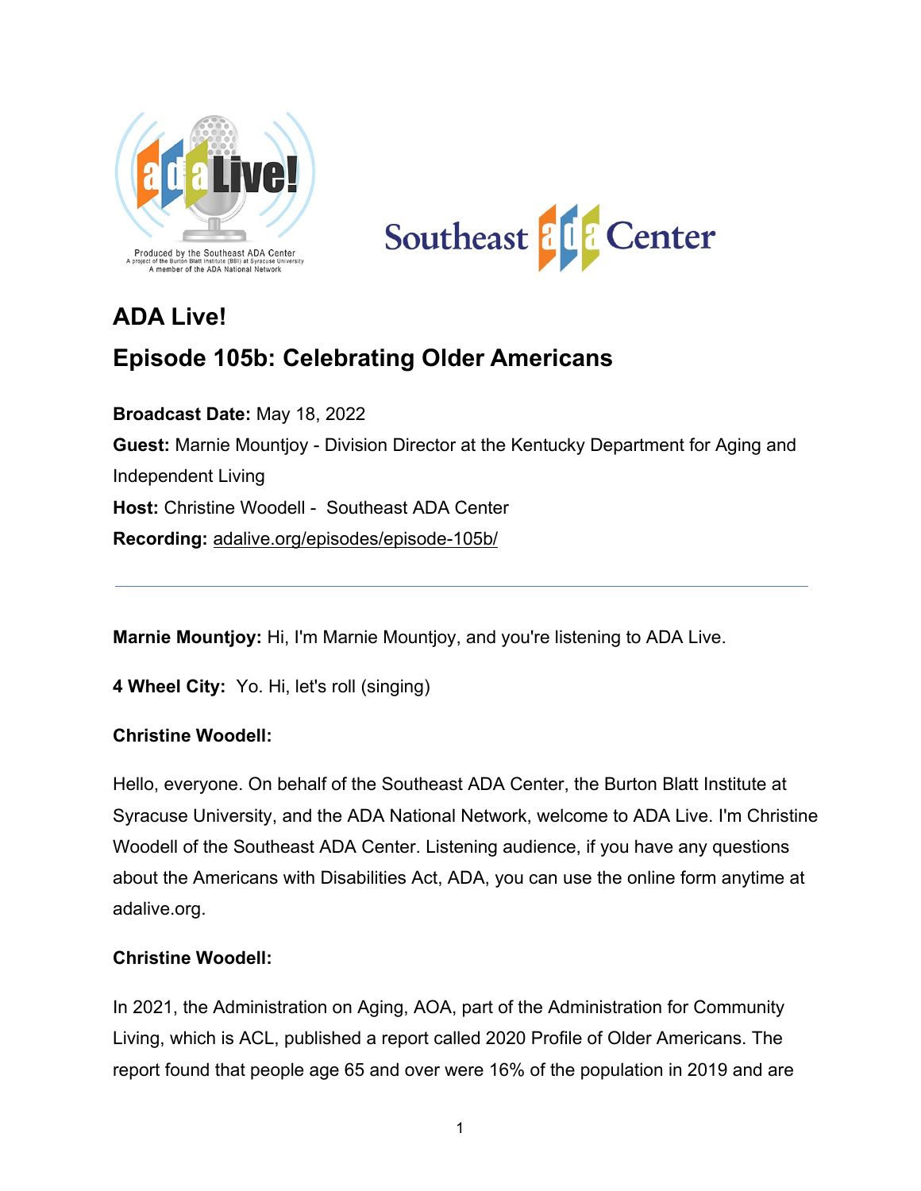# ADA Live!

## Episode 105b: Celebrating Older Americans

**Broadcast Date:** May 18, 2022

**Guest:** Marnie Mountjoy - Division Director at the Kentucky Department for Aging and Independent Living

**Host:** Christine Woodell - Southeast ADA Center

**Recording:** adalive.org/episodes/episode-105b/

---

**Marnie Mountjoy:** Hi, I'm Marnie Mountjoy, and you're listening to ADA Live.

**4 Wheel City:** Yo. Hi, let's roll (singing)

**Christine Woodell:**

Hello, everyone. On behalf of the Southeast ADA Center, the Burton Blatt Institute at Syracuse University, and the ADA National Network, welcome to ADA Live. I'm Christine Woodell of the Southeast ADA Center. Listening audience, if you have any questions about the Americans with Disabilities Act, ADA, you can use the online form anytime at adalive.org.

**Christine Woodell:**

In 2021, the Administration on Aging, AOA, part of the Administration for Community Living, which is ACL, published a report called 2020 Profile of Older Americans. The report found that people age 65 and over were 16% of the population in 2019 and are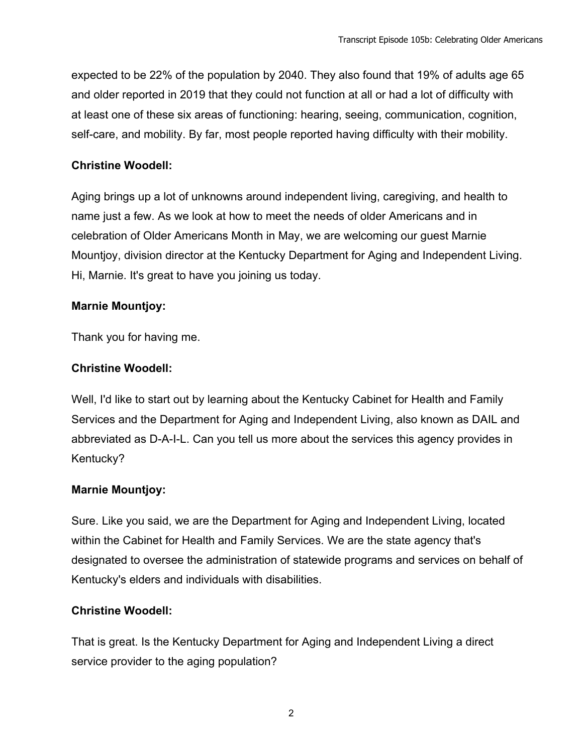expected to be 22% of the population by 2040. They also found that 19% of adults age 65 and older reported in 2019 that they could not function at all or had a lot of difficulty with at least one of these six areas of functioning: hearing, seeing, communication, cognition, self-care, and mobility. By far, most people reported having difficulty with their mobility.

**Christine Woodell:**

Aging brings up a lot of unknowns around independent living, caregiving, and health to name just a few. As we look at how to meet the needs of older Americans and in celebration of Older Americans Month in May, we are welcoming our guest Marnie Mountjoy, division director at the Kentucky Department for Aging and Independent Living. Hi, Marnie. It's great to have you joining us today.

**Marnie Mountjoy:**

Thank you for having me.

**Christine Woodell:**

Well, I'd like to start out by learning about the Kentucky Cabinet for Health and Family Services and the Department for Aging and Independent Living, also known as DAIL and abbreviated as D-A-I-L. Can you tell us more about the services this agency provides in Kentucky?

**Marnie Mountjoy:**

Sure. Like you said, we are the Department for Aging and Independent Living, located within the Cabinet for Health and Family Services. We are the state agency that's designated to oversee the administration of statewide programs and services on behalf of Kentucky's elders and individuals with disabilities.

**Christine Woodell:**

That is great. Is the Kentucky Department for Aging and Independent Living a direct service provider to the aging population?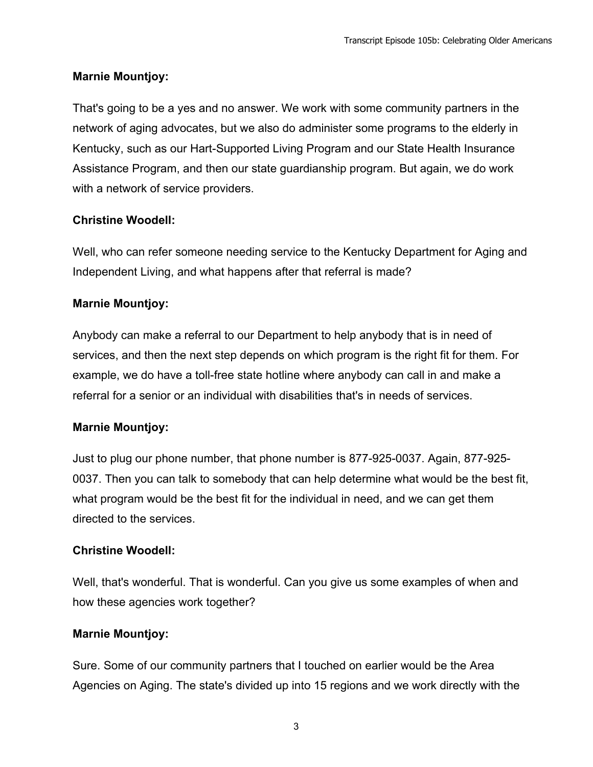**Marnie Mountjoy:**

That's going to be a yes and no answer. We work with some community partners in the network of aging advocates, but we also do administer some programs to the elderly in Kentucky, such as our Hart-Supported Living Program and our State Health Insurance Assistance Program, and then our state guardianship program. But again, we do work with a network of service providers.

**Christine Woodell:**

Well, who can refer someone needing service to the Kentucky Department for Aging and Independent Living, and what happens after that referral is made?

**Marnie Mountjoy:**

Anybody can make a referral to our Department to help anybody that is in need of services, and then the next step depends on which program is the right fit for them. For example, we do have a toll-free state hotline where anybody can call in and make a referral for a senior or an individual with disabilities that's in needs of services.

**Marnie Mountjoy:**

Just to plug our phone number, that phone number is 877-925-0037. Again, 877-925-0037. Then you can talk to somebody that can help determine what would be the best fit, what program would be the best fit for the individual in need, and we can get them directed to the services.

**Christine Woodell:**

Well, that's wonderful. That is wonderful. Can you give us some examples of when and how these agencies work together?

**Marnie Mountjoy:**

Sure. Some of our community partners that I touched on earlier would be the Area Agencies on Aging. The state's divided up into 15 regions and we work directly with the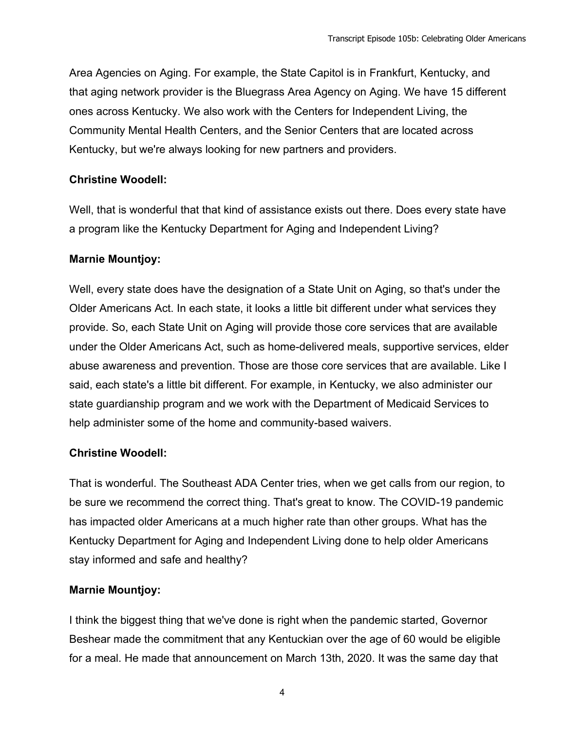Area Agencies on Aging. For example, the State Capitol is in Frankfurt, Kentucky, and that aging network provider is the Bluegrass Area Agency on Aging. We have 15 different ones across Kentucky. We also work with the Centers for Independent Living, the Community Mental Health Centers, and the Senior Centers that are located across Kentucky, but we're always looking for new partners and providers.

**Christine Woodell:**

Well, that is wonderful that that kind of assistance exists out there. Does every state have a program like the Kentucky Department for Aging and Independent Living?

**Marnie Mountjoy:**

Well, every state does have the designation of a State Unit on Aging, so that's under the Older Americans Act. In each state, it looks a little bit different under what services they provide. So, each State Unit on Aging will provide those core services that are available under the Older Americans Act, such as home-delivered meals, supportive services, elder abuse awareness and prevention. Those are those core services that are available. Like I said, each state's a little bit different. For example, in Kentucky, we also administer our state guardianship program and we work with the Department of Medicaid Services to help administer some of the home and community-based waivers.

**Christine Woodell:**

That is wonderful. The Southeast ADA Center tries, when we get calls from our region, to be sure we recommend the correct thing. That's great to know. The COVID-19 pandemic has impacted older Americans at a much higher rate than other groups. What has the Kentucky Department for Aging and Independent Living done to help older Americans stay informed and safe and healthy?

**Marnie Mountjoy:**

I think the biggest thing that we've done is right when the pandemic started, Governor Beshear made the commitment that any Kentuckian over the age of 60 would be eligible for a meal. He made that announcement on March 13th, 2020. It was the same day that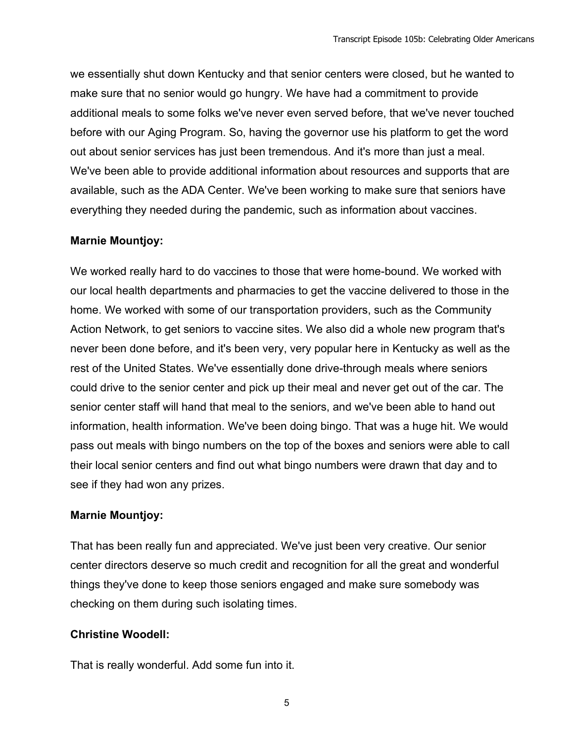we essentially shut down Kentucky and that senior centers were closed, but he wanted to make sure that no senior would go hungry. We have had a commitment to provide additional meals to some folks we've never even served before, that we've never touched before with our Aging Program. So, having the governor use his platform to get the word out about senior services has just been tremendous. And it's more than just a meal. We've been able to provide additional information about resources and supports that are available, such as the ADA Center. We've been working to make sure that seniors have everything they needed during the pandemic, such as information about vaccines.

**Marnie Mountjoy:**

We worked really hard to do vaccines to those that were home-bound. We worked with our local health departments and pharmacies to get the vaccine delivered to those in the home. We worked with some of our transportation providers, such as the Community Action Network, to get seniors to vaccine sites. We also did a whole new program that's never been done before, and it's been very, very popular here in Kentucky as well as the rest of the United States. We've essentially done drive-through meals where seniors could drive to the senior center and pick up their meal and never get out of the car. The senior center staff will hand that meal to the seniors, and we've been able to hand out information, health information. We've been doing bingo. That was a huge hit. We would pass out meals with bingo numbers on the top of the boxes and seniors were able to call their local senior centers and find out what bingo numbers were drawn that day and to see if they had won any prizes.

**Marnie Mountjoy:**

That has been really fun and appreciated. We've just been very creative. Our senior center directors deserve so much credit and recognition for all the great and wonderful things they've done to keep those seniors engaged and make sure somebody was checking on them during such isolating times.

**Christine Woodell:**

That is really wonderful. Add some fun into it.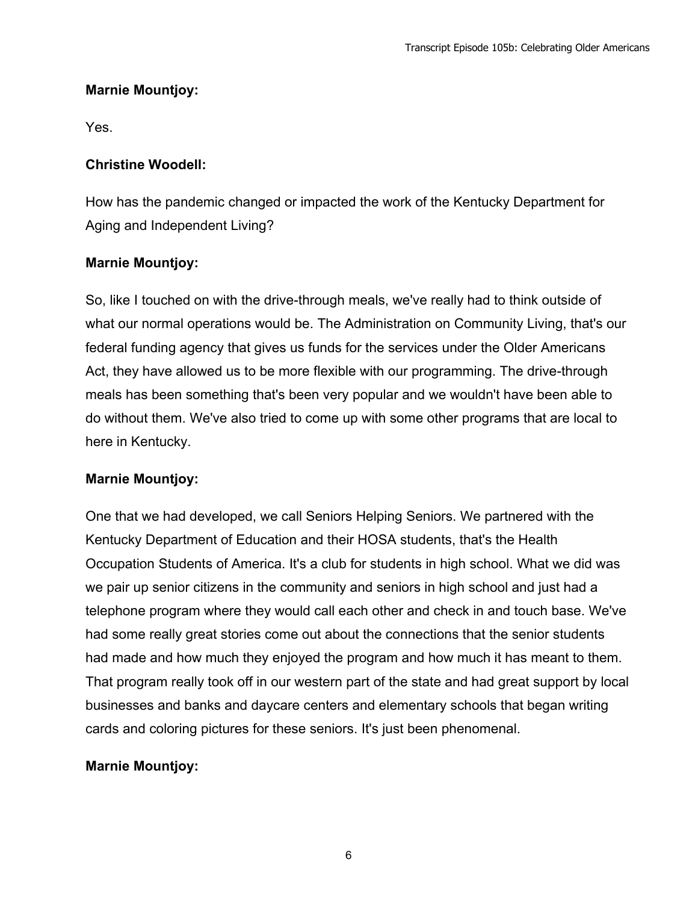**Marnie Mountjoy:**

Yes.

**Christine Woodell:**

How has the pandemic changed or impacted the work of the Kentucky Department for Aging and Independent Living?

**Marnie Mountjoy:**

So, like I touched on with the drive-through meals, we've really had to think outside of what our normal operations would be. The Administration on Community Living, that's our federal funding agency that gives us funds for the services under the Older Americans Act, they have allowed us to be more flexible with our programming. The drive-through meals has been something that's been very popular and we wouldn't have been able to do without them. We've also tried to come up with some other programs that are local to here in Kentucky.

**Marnie Mountjoy:**

One that we had developed, we call Seniors Helping Seniors. We partnered with the Kentucky Department of Education and their HOSA students, that's the Health Occupation Students of America. It's a club for students in high school. What we did was we pair up senior citizens in the community and seniors in high school and just had a telephone program where they would call each other and check in and touch base. We've had some really great stories come out about the connections that the senior students had made and how much they enjoyed the program and how much it has meant to them. That program really took off in our western part of the state and had great support by local businesses and banks and daycare centers and elementary schools that began writing cards and coloring pictures for these seniors. It's just been phenomenal.

**Marnie Mountjoy:**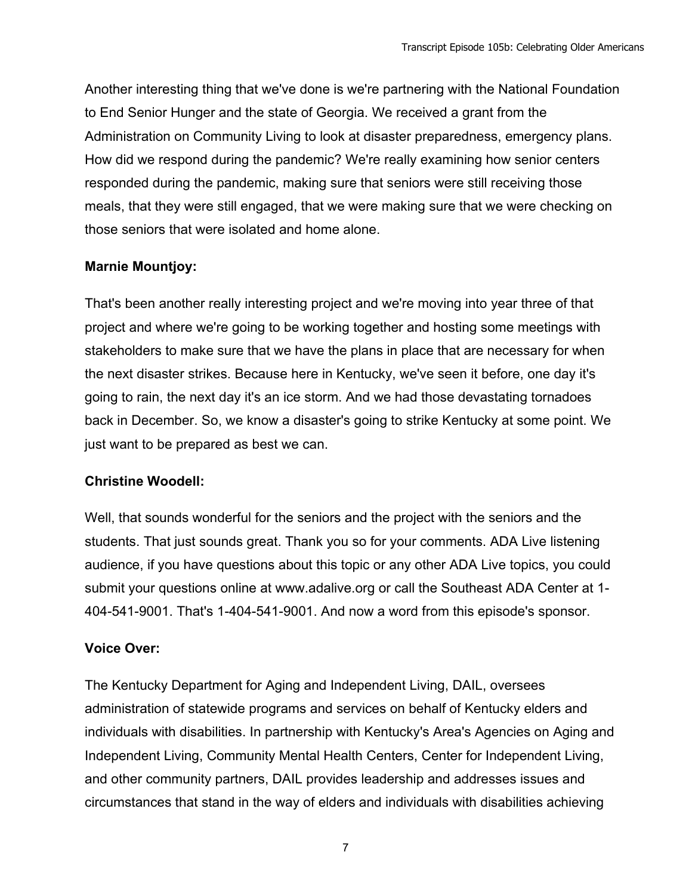Another interesting thing that we've done is we're partnering with the National Foundation to End Senior Hunger and the state of Georgia. We received a grant from the Administration on Community Living to look at disaster preparedness, emergency plans. How did we respond during the pandemic? We're really examining how senior centers responded during the pandemic, making sure that seniors were still receiving those meals, that they were still engaged, that we were making sure that we were checking on those seniors that were isolated and home alone.

**Marnie Mountjoy:**

That's been another really interesting project and we're moving into year three of that project and where we're going to be working together and hosting some meetings with stakeholders to make sure that we have the plans in place that are necessary for when the next disaster strikes. Because here in Kentucky, we've seen it before, one day it's going to rain, the next day it's an ice storm. And we had those devastating tornadoes back in December. So, we know a disaster's going to strike Kentucky at some point. We just want to be prepared as best we can.

**Christine Woodell:**

Well, that sounds wonderful for the seniors and the project with the seniors and the students. That just sounds great. Thank you so for your comments. ADA Live listening audience, if you have questions about this topic or any other ADA Live topics, you could submit your questions online at www.adalive.org or call the Southeast ADA Center at 1-404-541-9001. That's 1-404-541-9001. And now a word from this episode's sponsor.

**Voice Over:**

The Kentucky Department for Aging and Independent Living, DAIL, oversees administration of statewide programs and services on behalf of Kentucky elders and individuals with disabilities. In partnership with Kentucky's Area's Agencies on Aging and Independent Living, Community Mental Health Centers, Center for Independent Living, and other community partners, DAIL provides leadership and addresses issues and circumstances that stand in the way of elders and individuals with disabilities achieving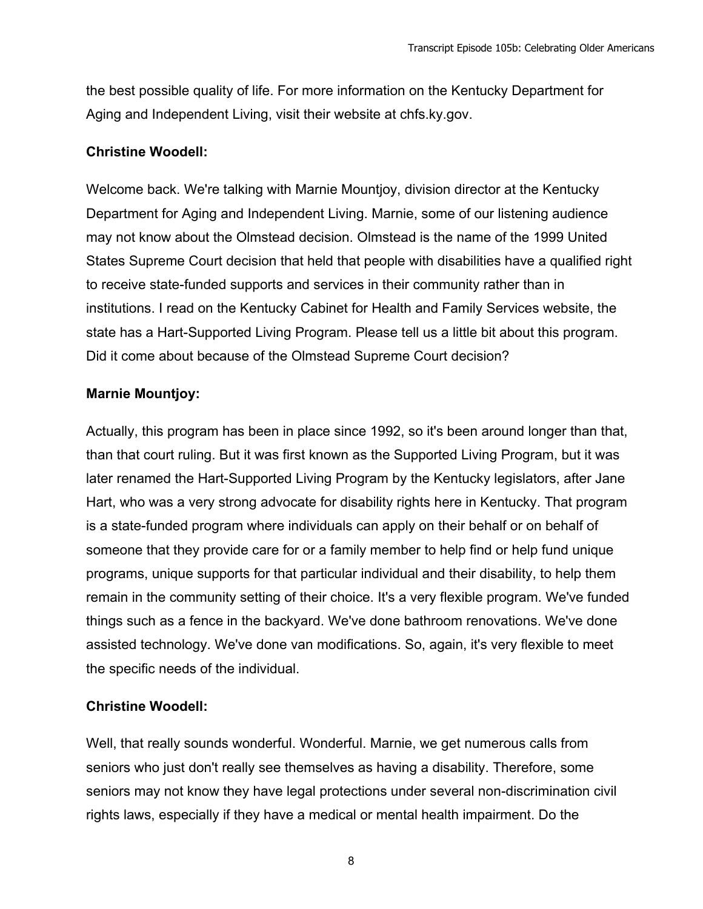the best possible quality of life. For more information on the Kentucky Department for Aging and Independent Living, visit their website at chfs.ky.gov.

**Christine Woodell:**

Welcome back. We're talking with Marnie Mountjoy, division director at the Kentucky Department for Aging and Independent Living. Marnie, some of our listening audience may not know about the Olmstead decision. Olmstead is the name of the 1999 United States Supreme Court decision that held that people with disabilities have a qualified right to receive state-funded supports and services in their community rather than in institutions. I read on the Kentucky Cabinet for Health and Family Services website, the state has a Hart-Supported Living Program. Please tell us a little bit about this program. Did it come about because of the Olmstead Supreme Court decision?

**Marnie Mountjoy:**

Actually, this program has been in place since 1992, so it's been around longer than that, than that court ruling. But it was first known as the Supported Living Program, but it was later renamed the Hart-Supported Living Program by the Kentucky legislators, after Jane Hart, who was a very strong advocate for disability rights here in Kentucky. That program is a state-funded program where individuals can apply on their behalf or on behalf of someone that they provide care for or a family member to help find or help fund unique programs, unique supports for that particular individual and their disability, to help them remain in the community setting of their choice. It's a very flexible program. We've funded things such as a fence in the backyard. We've done bathroom renovations. We've done assisted technology. We've done van modifications. So, again, it's very flexible to meet the specific needs of the individual.

**Christine Woodell:**

Well, that really sounds wonderful. Wonderful. Marnie, we get numerous calls from seniors who just don't really see themselves as having a disability. Therefore, some seniors may not know they have legal protections under several non-discrimination civil rights laws, especially if they have a medical or mental health impairment. Do the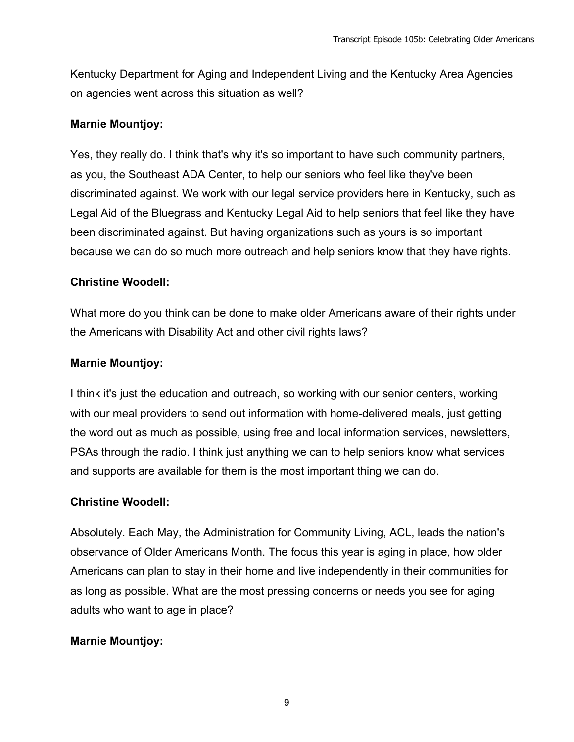Kentucky Department for Aging and Independent Living and the Kentucky Area Agencies on agencies went across this situation as well?

**Marnie Mountjoy:**

Yes, they really do. I think that's why it's so important to have such community partners, as you, the Southeast ADA Center, to help our seniors who feel like they've been discriminated against. We work with our legal service providers here in Kentucky, such as Legal Aid of the Bluegrass and Kentucky Legal Aid to help seniors that feel like they have been discriminated against. But having organizations such as yours is so important because we can do so much more outreach and help seniors know that they have rights.

**Christine Woodell:**

What more do you think can be done to make older Americans aware of their rights under the Americans with Disability Act and other civil rights laws?

**Marnie Mountjoy:**

I think it's just the education and outreach, so working with our senior centers, working with our meal providers to send out information with home-delivered meals, just getting the word out as much as possible, using free and local information services, newsletters, PSAs through the radio. I think just anything we can to help seniors know what services and supports are available for them is the most important thing we can do.

**Christine Woodell:**

Absolutely. Each May, the Administration for Community Living, ACL, leads the nation's observance of Older Americans Month. The focus this year is aging in place, how older Americans can plan to stay in their home and live independently in their communities for as long as possible. What are the most pressing concerns or needs you see for aging adults who want to age in place?

**Marnie Mountjoy:**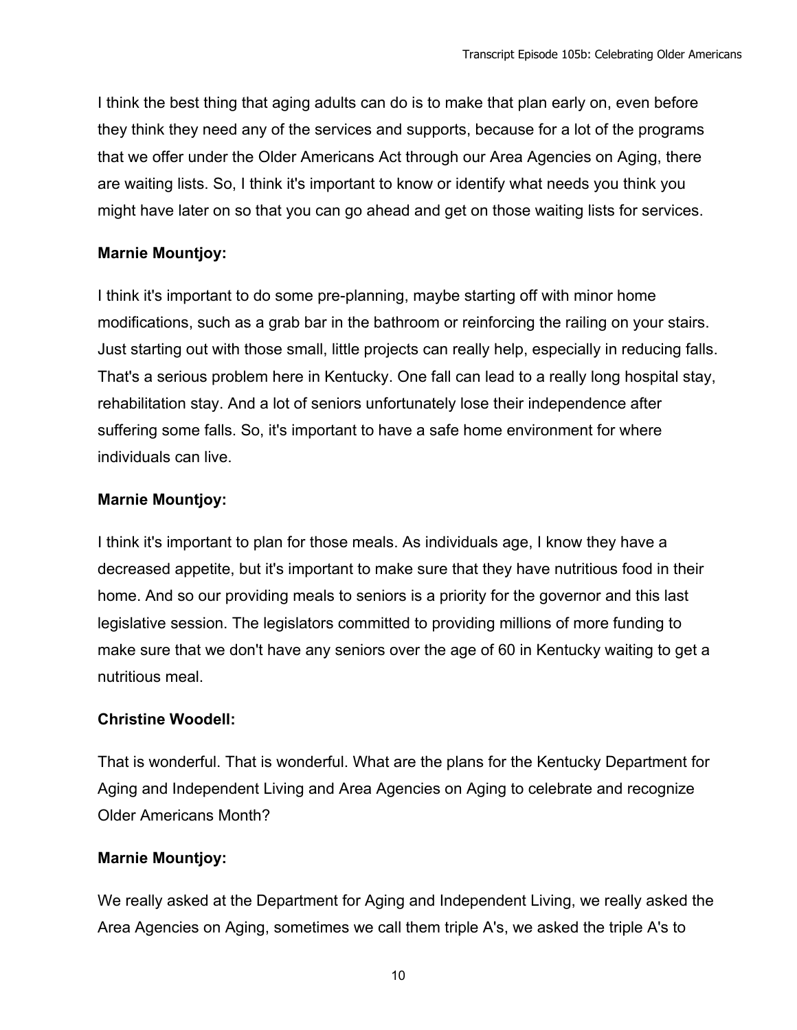I think the best thing that aging adults can do is to make that plan early on, even before they think they need any of the services and supports, because for a lot of the programs that we offer under the Older Americans Act through our Area Agencies on Aging, there are waiting lists. So, I think it's important to know or identify what needs you think you might have later on so that you can go ahead and get on those waiting lists for services.

**Marnie Mountjoy:**

I think it's important to do some pre-planning, maybe starting off with minor home modifications, such as a grab bar in the bathroom or reinforcing the railing on your stairs. Just starting out with those small, little projects can really help, especially in reducing falls. That's a serious problem here in Kentucky. One fall can lead to a really long hospital stay, rehabilitation stay. And a lot of seniors unfortunately lose their independence after suffering some falls. So, it's important to have a safe home environment for where individuals can live.

**Marnie Mountjoy:**

I think it's important to plan for those meals. As individuals age, I know they have a decreased appetite, but it's important to make sure that they have nutritious food in their home. And so our providing meals to seniors is a priority for the governor and this last legislative session. The legislators committed to providing millions of more funding to make sure that we don't have any seniors over the age of 60 in Kentucky waiting to get a nutritious meal.

**Christine Woodell:**

That is wonderful. That is wonderful. What are the plans for the Kentucky Department for Aging and Independent Living and Area Agencies on Aging to celebrate and recognize Older Americans Month?

**Marnie Mountjoy:**

We really asked at the Department for Aging and Independent Living, we really asked the Area Agencies on Aging, sometimes we call them triple A's, we asked the triple A's to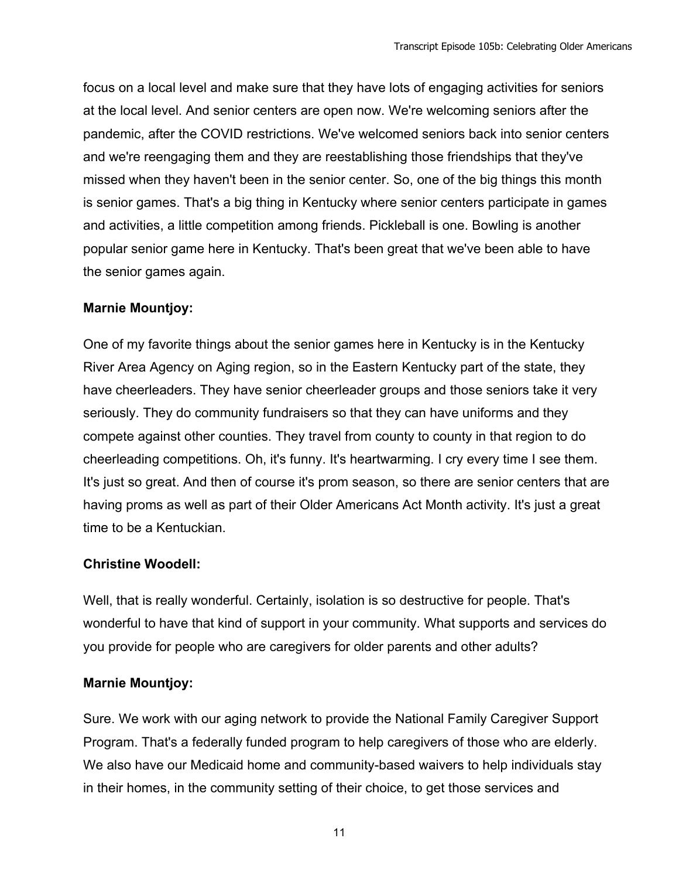focus on a local level and make sure that they have lots of engaging activities for seniors at the local level. And senior centers are open now. We're welcoming seniors after the pandemic, after the COVID restrictions. We've welcomed seniors back into senior centers and we're reengaging them and they are reestablishing those friendships that they've missed when they haven't been in the senior center. So, one of the big things this month is senior games. That's a big thing in Kentucky where senior centers participate in games and activities, a little competition among friends. Pickleball is one. Bowling is another popular senior game here in Kentucky. That's been great that we've been able to have the senior games again.

**Marnie Mountjoy:**

One of my favorite things about the senior games here in Kentucky is in the Kentucky River Area Agency on Aging region, so in the Eastern Kentucky part of the state, they have cheerleaders. They have senior cheerleader groups and those seniors take it very seriously. They do community fundraisers so that they can have uniforms and they compete against other counties. They travel from county to county in that region to do cheerleading competitions. Oh, it's funny. It's heartwarming. I cry every time I see them. It's just so great. And then of course it's prom season, so there are senior centers that are having proms as well as part of their Older Americans Act Month activity. It's just a great time to be a Kentuckian.

**Christine Woodell:**

Well, that is really wonderful. Certainly, isolation is so destructive for people. That's wonderful to have that kind of support in your community. What supports and services do you provide for people who are caregivers for older parents and other adults?

**Marnie Mountjoy:**

Sure. We work with our aging network to provide the National Family Caregiver Support Program. That's a federally funded program to help caregivers of those who are elderly. We also have our Medicaid home and community-based waivers to help individuals stay in their homes, in the community setting of their choice, to get those services and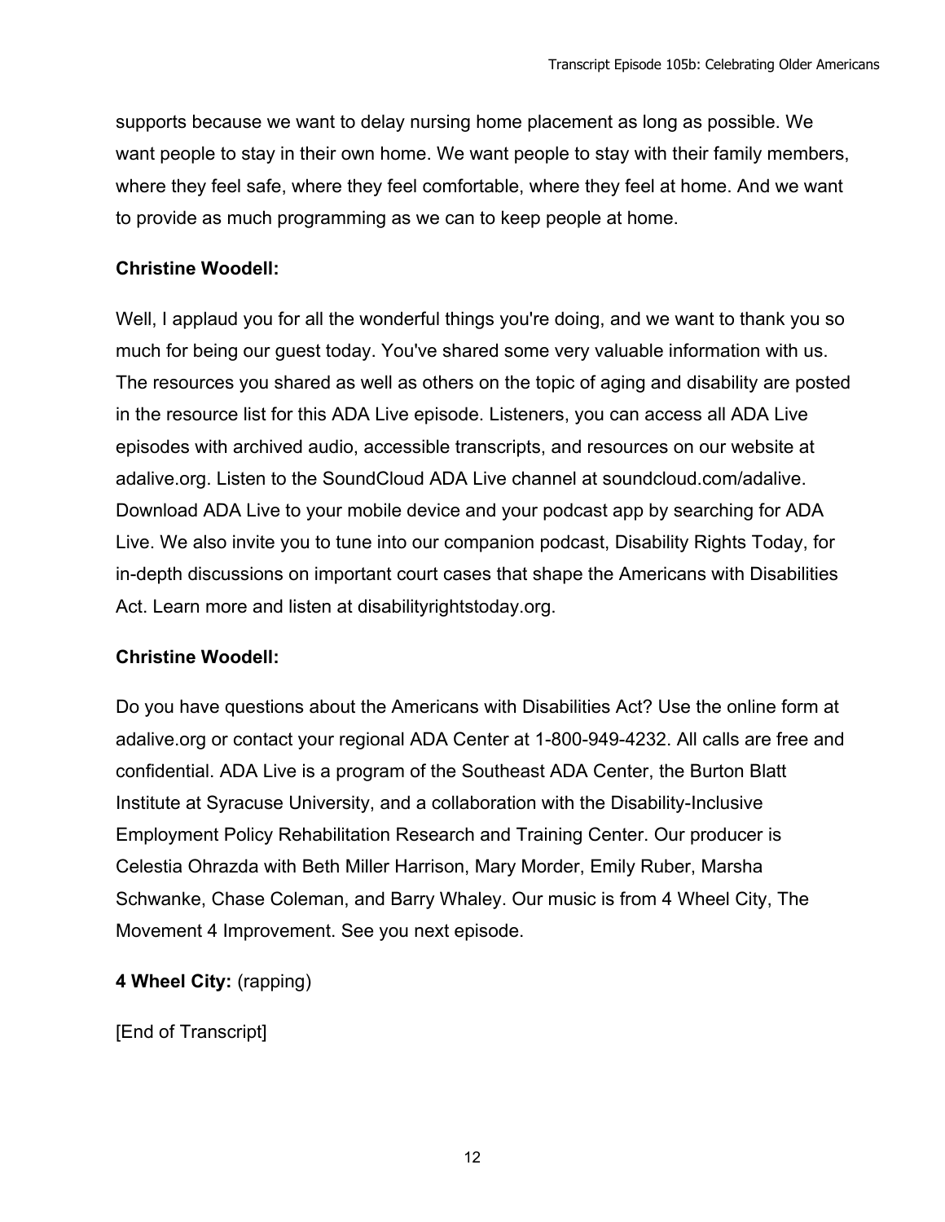supports because we want to delay nursing home placement as long as possible. We want people to stay in their own home. We want people to stay with their family members, where they feel safe, where they feel comfortable, where they feel at home. And we want to provide as much programming as we can to keep people at home.

**Christine Woodell:**

Well, I applaud you for all the wonderful things you're doing, and we want to thank you so much for being our guest today. You've shared some very valuable information with us. The resources you shared as well as others on the topic of aging and disability are posted in the resource list for this ADA Live episode. Listeners, you can access all ADA Live episodes with archived audio, accessible transcripts, and resources on our website at adalive.org. Listen to the SoundCloud ADA Live channel at soundcloud.com/adalive. Download ADA Live to your mobile device and your podcast app by searching for ADA Live. We also invite you to tune into our companion podcast, Disability Rights Today, for in-depth discussions on important court cases that shape the Americans with Disabilities Act. Learn more and listen at disabilityrightstoday.org.

**Christine Woodell:**

Do you have questions about the Americans with Disabilities Act? Use the online form at adalive.org or contact your regional ADA Center at 1-800-949-4232. All calls are free and confidential. ADA Live is a program of the Southeast ADA Center, the Burton Blatt Institute at Syracuse University, and a collaboration with the Disability-Inclusive Employment Policy Rehabilitation Research and Training Center. Our producer is Celestia Ohrazda with Beth Miller Harrison, Mary Morder, Emily Ruber, Marsha Schwanke, Chase Coleman, and Barry Whaley. Our music is from 4 Wheel City, The Movement 4 Improvement. See you next episode.

**4 Wheel City:** (rapping)

[End of Transcript]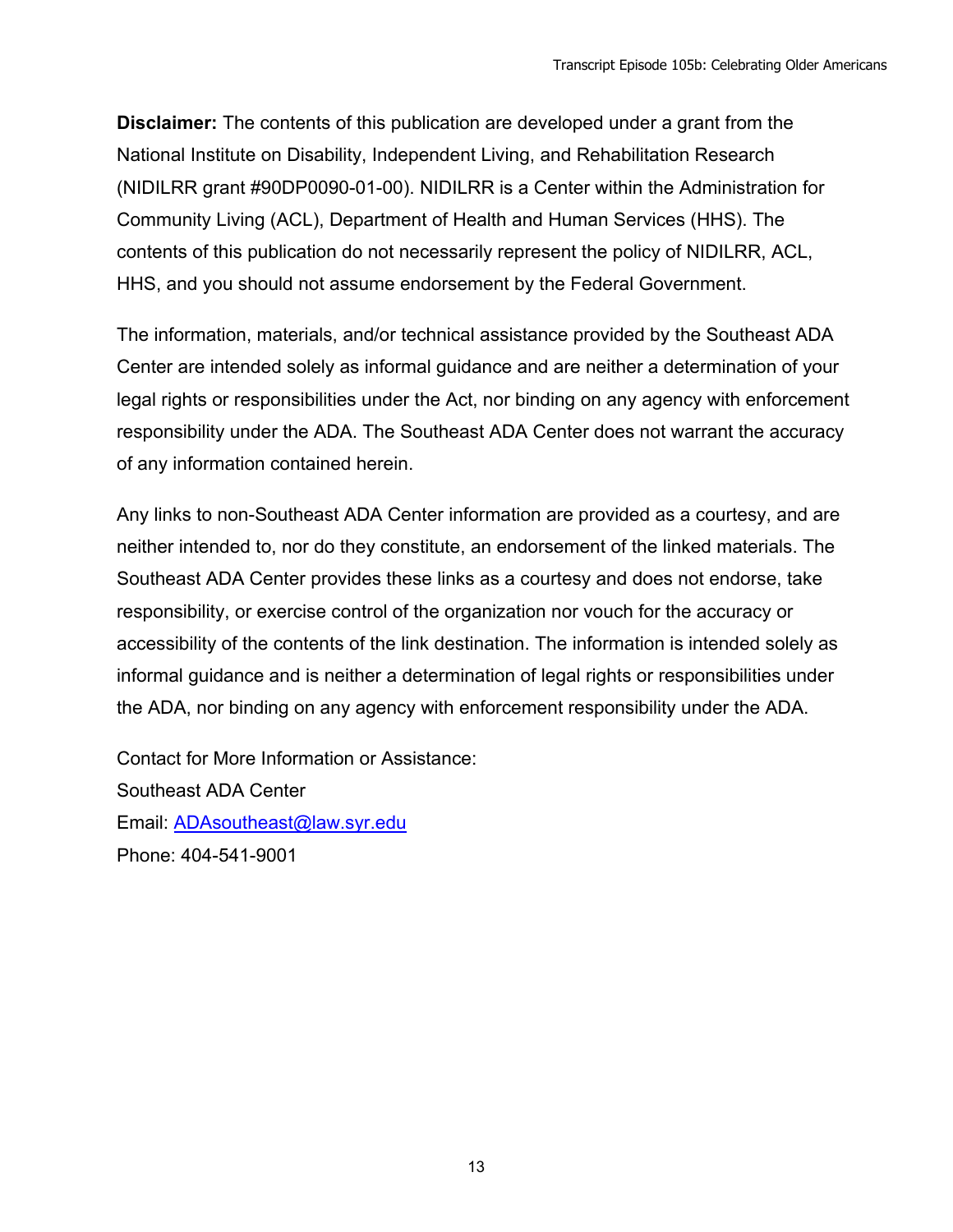**Disclaimer:** The contents of this publication are developed under a grant from the National Institute on Disability, Independent Living, and Rehabilitation Research (NIDILRR grant #90DP0090-01-00). NIDILRR is a Center within the Administration for Community Living (ACL), Department of Health and Human Services (HHS). The contents of this publication do not necessarily represent the policy of NIDILRR, ACL, HHS, and you should not assume endorsement by the Federal Government.

The information, materials, and/or technical assistance provided by the Southeast ADA Center are intended solely as informal guidance and are neither a determination of your legal rights or responsibilities under the Act, nor binding on any agency with enforcement responsibility under the ADA. The Southeast ADA Center does not warrant the accuracy of any information contained herein.

Any links to non-Southeast ADA Center information are provided as a courtesy, and are neither intended to, nor do they constitute, an endorsement of the linked materials. The Southeast ADA Center provides these links as a courtesy and does not endorse, take responsibility, or exercise control of the organization nor vouch for the accuracy or accessibility of the contents of the link destination. The information is intended solely as informal guidance and is neither a determination of legal rights or responsibilities under the ADA, nor binding on any agency with enforcement responsibility under the ADA.

Contact for More Information or Assistance:
Southeast ADA Center
Email: [ADAsoutheast@law.syr.edu](mailto:ADAsoutheast@law.syr.edu)
Phone: 404-541-9001